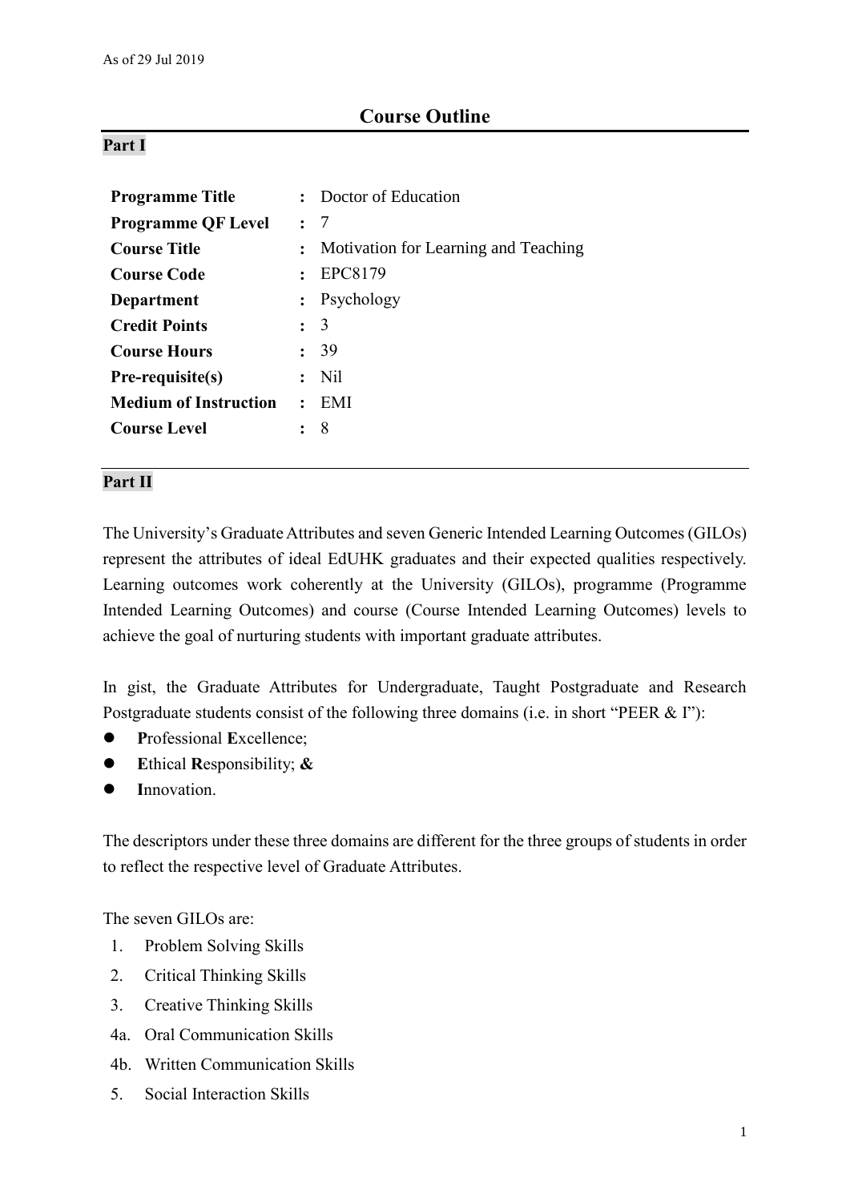As of 29 Jul 2019

# Course Outline

## Part I

| | | |
|---|---|---|
| **Programme Title** | : | Doctor of Education |
| **Programme QF Level** | : | 7 |
| **Course Title** | : | Motivation for Learning and Teaching |
| **Course Code** | : | EPC8179 |
| **Department** | : | Psychology |
| **Credit Points** | : | 3 |
| **Course Hours** | : | 39 |
| **Pre-requisite(s)** | : | Nil |
| **Medium of Instruction** | : | EMI |
| **Course Level** | : | 8 |

## Part II

The University's Graduate Attributes and seven Generic Intended Learning Outcomes (GILOs) represent the attributes of ideal EdUHK graduates and their expected qualities respectively. Learning outcomes work coherently at the University (GILOs), programme (Programme Intended Learning Outcomes) and course (Course Intended Learning Outcomes) levels to achieve the goal of nurturing students with important graduate attributes.

In gist, the Graduate Attributes for Undergraduate, Taught Postgraduate and Research Postgraduate students consist of the following three domains (i.e. in short "PEER & I"):

- **P**rofessional **E**xcellence;
- **E**thical **R**esponsibility; **&**
- **I**nnovation.

The descriptors under these three domains are different for the three groups of students in order to reflect the respective level of Graduate Attributes.

The seven GILOs are:

1. Problem Solving Skills
2. Critical Thinking Skills
3. Creative Thinking Skills

4a. Oral Communication Skills

4b. Written Communication Skills

5. Social Interaction Skills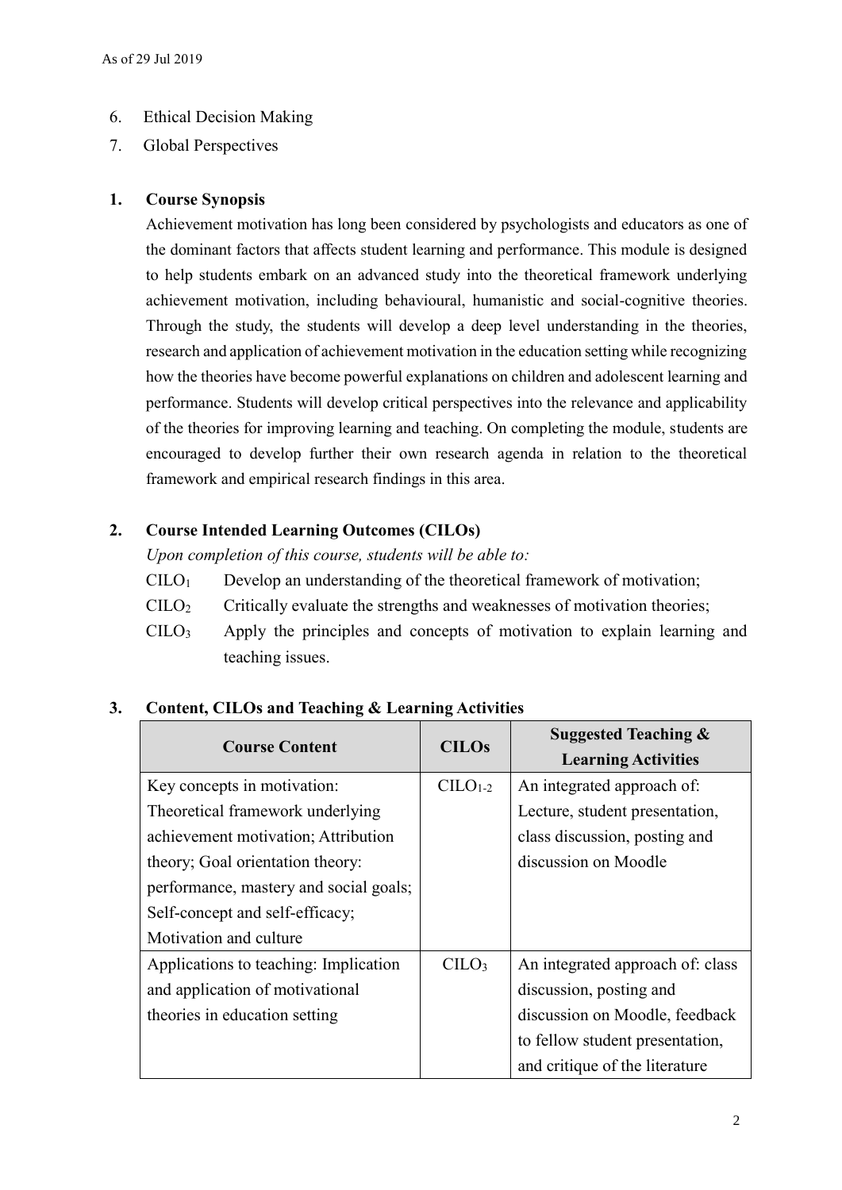6. Ethical Decision Making
7. Global Perspectives

## 1. Course Synopsis

Achievement motivation has long been considered by psychologists and educators as one of the dominant factors that affects student learning and performance. This module is designed to help students embark on an advanced study into the theoretical framework underlying achievement motivation, including behavioural, humanistic and social-cognitive theories. Through the study, the students will develop a deep level understanding in the theories, research and application of achievement motivation in the education setting while recognizing how the theories have become powerful explanations on children and adolescent learning and performance. Students will develop critical perspectives into the relevance and applicability of the theories for improving learning and teaching. On completing the module, students are encouraged to develop further their own research agenda in relation to the theoretical framework and empirical research findings in this area.

## 2. Course Intended Learning Outcomes (CILOs)

*Upon completion of this course, students will be able to:*

- $CILO_1$ Develop an understanding of the theoretical framework of motivation;
- $CILO_2$ Critically evaluate the strengths and weaknesses of motivation theories;
- $CILO_3$ Apply the principles and concepts of motivation to explain learning and teaching issues.

## 3. Content, CILOs and Teaching & Learning Activities

| Course Content | CILOs | Suggested Teaching & Learning Activities |
| --- | --- | --- |
| Key concepts in motivation: Theoretical framework underlying achievement motivation; Attribution theory; Goal orientation theory: performance, mastery and social goals; Self-concept and self-efficacy; Motivation and culture | $CILO_{1-2}$ | An integrated approach of: Lecture, student presentation, class discussion, posting and discussion on Moodle |
| Applications to teaching: Implication and application of motivational theories in education setting | $CILO_3$ | An integrated approach of: class discussion, posting and discussion on Moodle, feedback to fellow student presentation, and critique of the literature |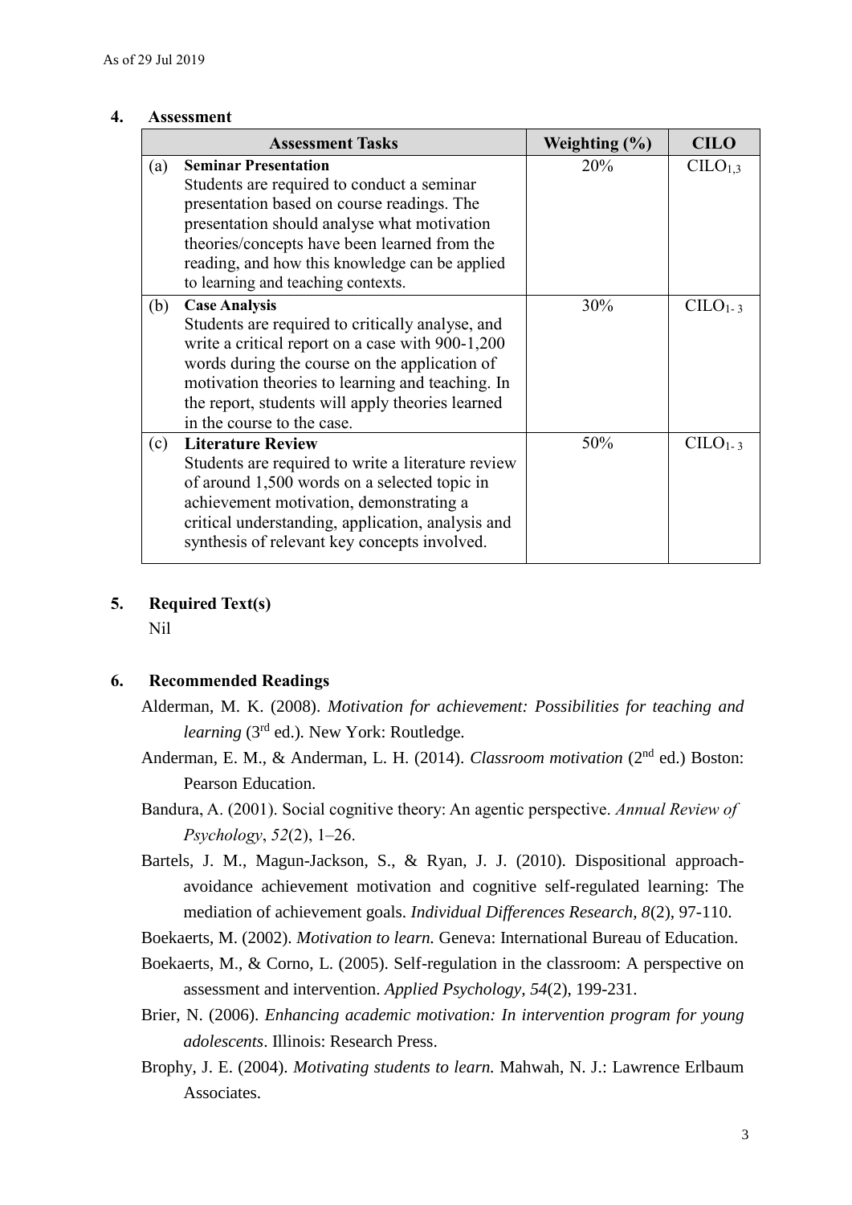## 4. Assessment

| | Assessment Tasks | Weighting (%) | CILO |
|---|---|---|---|
| (a) | **Seminar Presentation**<br>Students are required to conduct a seminar presentation based on course readings. The presentation should analyse what motivation theories/concepts have been learned from the reading, and how this knowledge can be applied to learning and teaching contexts. | 20% | $CILO_{1,3}$ |
| (b) | **Case Analysis**<br>Students are required to critically analyse, and write a critical report on a case with 900-1,200 words during the course on the application of motivation theories to learning and teaching. In the report, students will apply theories learned in the course to the case. | 30% | $CILO_{1-3}$ |
| (c) | **Literature Review**<br>Students are required to write a literature review of around 1,500 words on a selected topic in achievement motivation, demonstrating a critical understanding, application, analysis and synthesis of relevant key concepts involved. | 50% | $CILO_{1-3}$ |

## 5. Required Text(s)

Nil

## 6. Recommended Readings

Alderman, M. K. (2008). *Motivation for achievement: Possibilities for teaching and learning* (3rd ed.). New York: Routledge.

Anderman, E. M., & Anderman, L. H. (2014). *Classroom motivation* (2nd ed.) Boston: Pearson Education.

Bandura, A. (2001). Social cognitive theory: An agentic perspective. *Annual Review of Psychology*, *52*(2), 1–26.

Bartels, J. M., Magun-Jackson, S., & Ryan, J. J. (2010). Dispositional approach-avoidance achievement motivation and cognitive self-regulated learning: The mediation of achievement goals. *Individual Differences Research, 8*(2), 97-110.

Boekaerts, M. (2002). *Motivation to learn.* Geneva: International Bureau of Education.

Boekaerts, M., & Corno, L. (2005). Self-regulation in the classroom: A perspective on assessment and intervention. *Applied Psychology, 54*(2), 199-231.

Brier, N. (2006). *Enhancing academic motivation: In intervention program for young adolescents*. Illinois: Research Press.

Brophy, J. E. (2004). *Motivating students to learn.* Mahwah, N. J.: Lawrence Erlbaum Associates.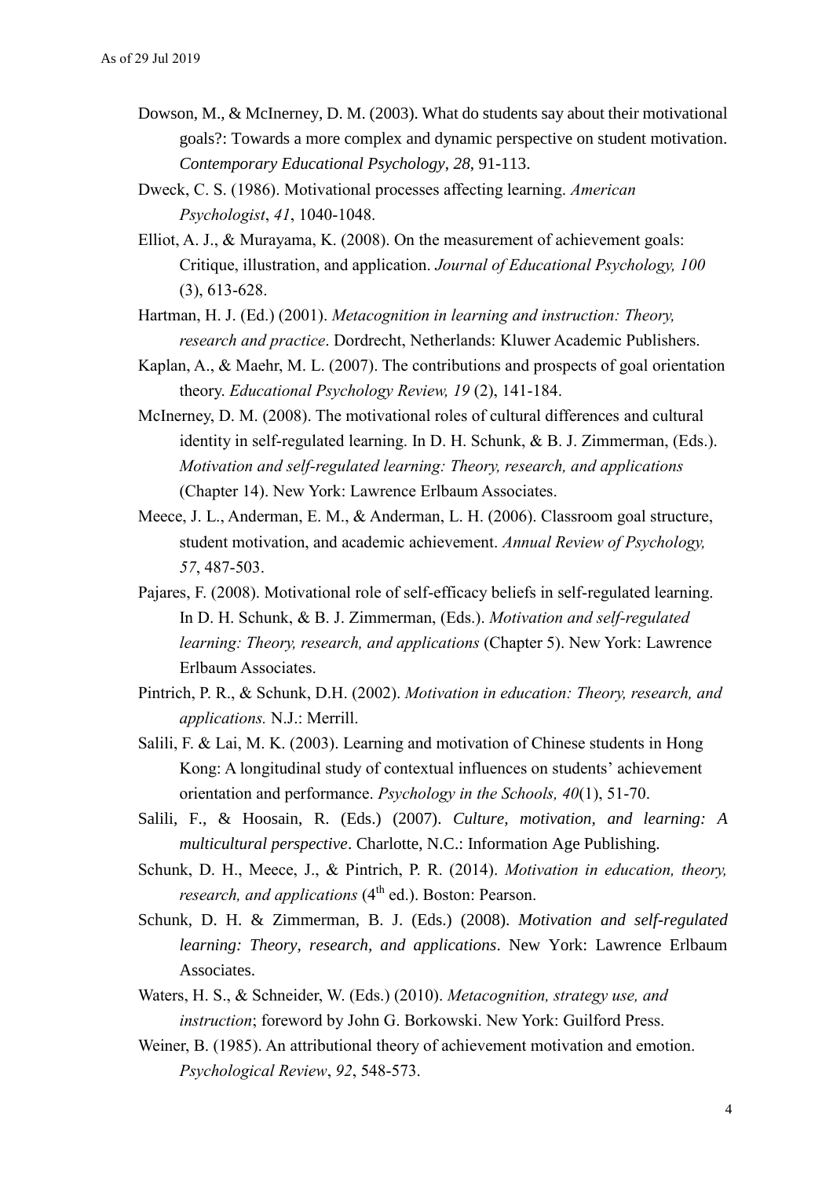Dowson, M., & McInerney, D. M. (2003). What do students say about their motivational goals?: Towards a more complex and dynamic perspective on student motivation. *Contemporary Educational Psychology*, *28*, 91-113.

Dweck, C. S. (1986). Motivational processes affecting learning. *American Psychologist*, *41*, 1040-1048.

Elliot, A. J., & Murayama, K. (2008). On the measurement of achievement goals: Critique, illustration, and application. *Journal of Educational Psychology, 100* (3), 613-628.

Hartman, H. J. (Ed.) (2001). *Metacognition in learning and instruction: Theory, research and practice*. Dordrecht, Netherlands: Kluwer Academic Publishers.

Kaplan, A., & Maehr, M. L. (2007). The contributions and prospects of goal orientation theory. *Educational Psychology Review, 19* (2), 141-184.

McInerney, D. M. (2008). The motivational roles of cultural differences and cultural identity in self-regulated learning. In D. H. Schunk, & B. J. Zimmerman, (Eds.). *Motivation and self-regulated learning: Theory, research, and applications* (Chapter 14). New York: Lawrence Erlbaum Associates.

Meece, J. L., Anderman, E. M., & Anderman, L. H. (2006). Classroom goal structure, student motivation, and academic achievement. *Annual Review of Psychology, 57*, 487-503.

Pajares, F. (2008). Motivational role of self-efficacy beliefs in self-regulated learning. In D. H. Schunk, & B. J. Zimmerman, (Eds.). *Motivation and self-regulated learning: Theory, research, and applications* (Chapter 5). New York: Lawrence Erlbaum Associates.

Pintrich, P. R., & Schunk, D.H. (2002). *Motivation in education: Theory, research, and applications.* N.J.: Merrill.

Salili, F. & Lai, M. K. (2003). Learning and motivation of Chinese students in Hong Kong: A longitudinal study of contextual influences on students' achievement orientation and performance. *Psychology in the Schools, 40*(1), 51-70.

Salili, F., & Hoosain, R. (Eds.) (2007). *Culture, motivation, and learning: A multicultural perspective*. Charlotte, N.C.: Information Age Publishing.

Schunk, D. H., Meece, J., & Pintrich, P. R. (2014). *Motivation in education, theory, research, and applications* (4th ed.). Boston: Pearson.

Schunk, D. H. & Zimmerman, B. J. (Eds.) (2008). *Motivation and self-regulated learning: Theory, research, and applications*. New York: Lawrence Erlbaum Associates.

Waters, H. S., & Schneider, W. (Eds.) (2010). *Metacognition, strategy use, and instruction*; foreword by John G. Borkowski. New York: Guilford Press.

Weiner, B. (1985). An attributional theory of achievement motivation and emotion. *Psychological Review*, *92*, 548-573.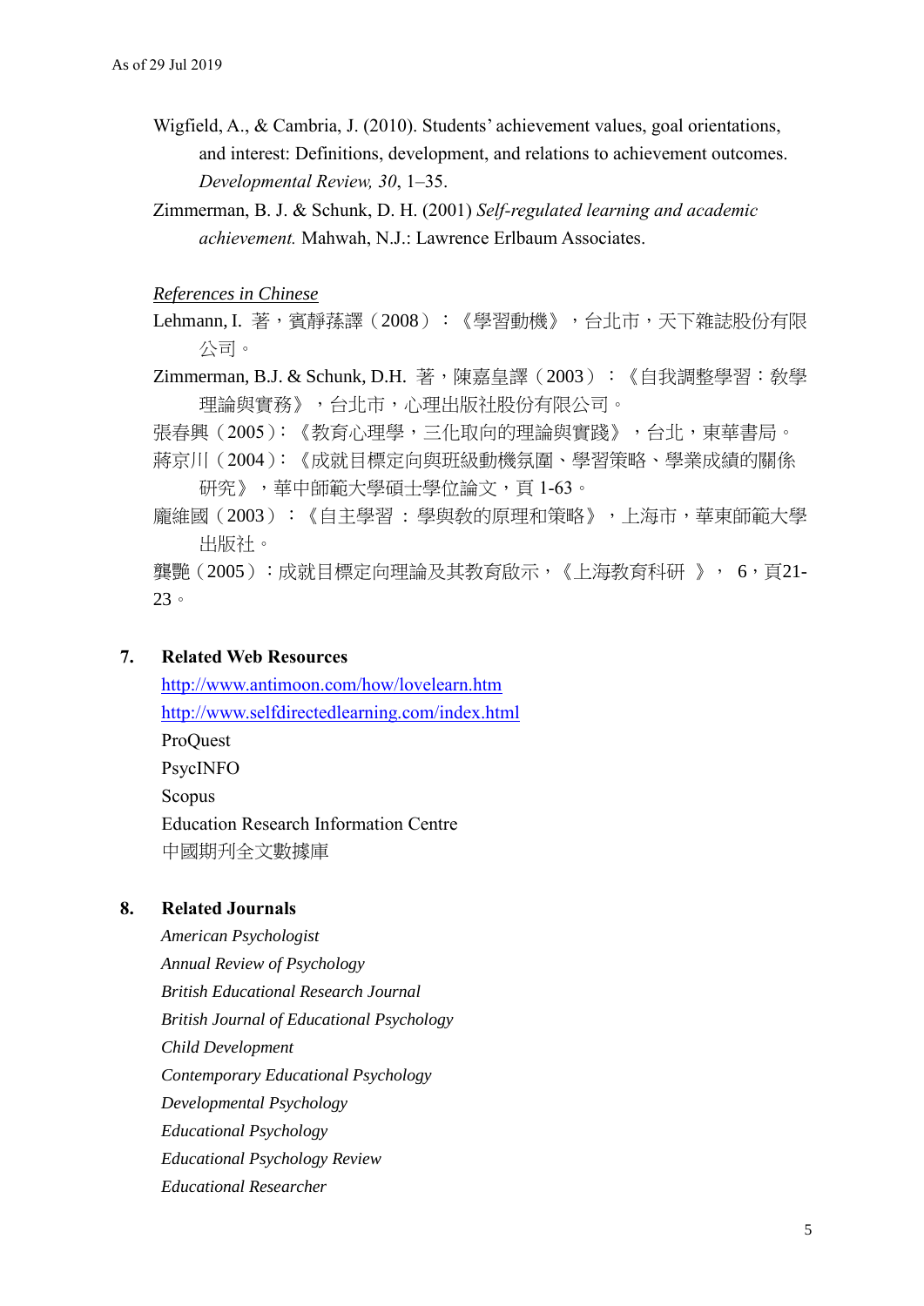As of 29 Jul 2019

Wigfield, A., & Cambria, J. (2010). Students' achievement values, goal orientations, and interest: Definitions, development, and relations to achievement outcomes. *Developmental Review, 30*, 1–35.

Zimmerman, B. J. & Schunk, D. H. (2001) *Self-regulated learning and academic achievement.* Mahwah, N.J.: Lawrence Erlbaum Associates.

*References in Chinese*

Lehmann, I. 著，賓靜蓀譯（2008）：《學習動機》，台北市，天下雜誌股份有限公司。

Zimmerman, B.J. & Schunk, D.H. 著，陳嘉皇譯（2003）：《自我調整學習：教學理論與實務》，台北市，心理出版社股份有限公司。

張春興（2005）:《教育心理學，三化取向的理論與實踐》，台北，東華書局。

蔣京川（2004）:《成就目標定向與班級動機氛圍、學習策略、學業成績的關係研究》，華中師範大學碩士學位論文，頁 1-63。

龐維國（2003）：《自主學習 ：學與教的原理和策略》，上海市，華東師範大學出版社。

龔艷（2005）：成就目標定向理論及其教育啟示，《上海教育科研 》， 6，頁21-23。

## 7. Related Web Resources

http://www.antimoon.com/how/lovelearn.htm
http://www.selfdirectedlearning.com/index.html
ProQuest
PsycINFO
Scopus
Education Research Information Centre
中國期刊全文數據庫

## 8. Related Journals

*American Psychologist*
*Annual Review of Psychology*
*British Educational Research Journal*
*British Journal of Educational Psychology*
*Child Development*
*Contemporary Educational Psychology*
*Developmental Psychology*
*Educational Psychology*
*Educational Psychology Review*
*Educational Researcher*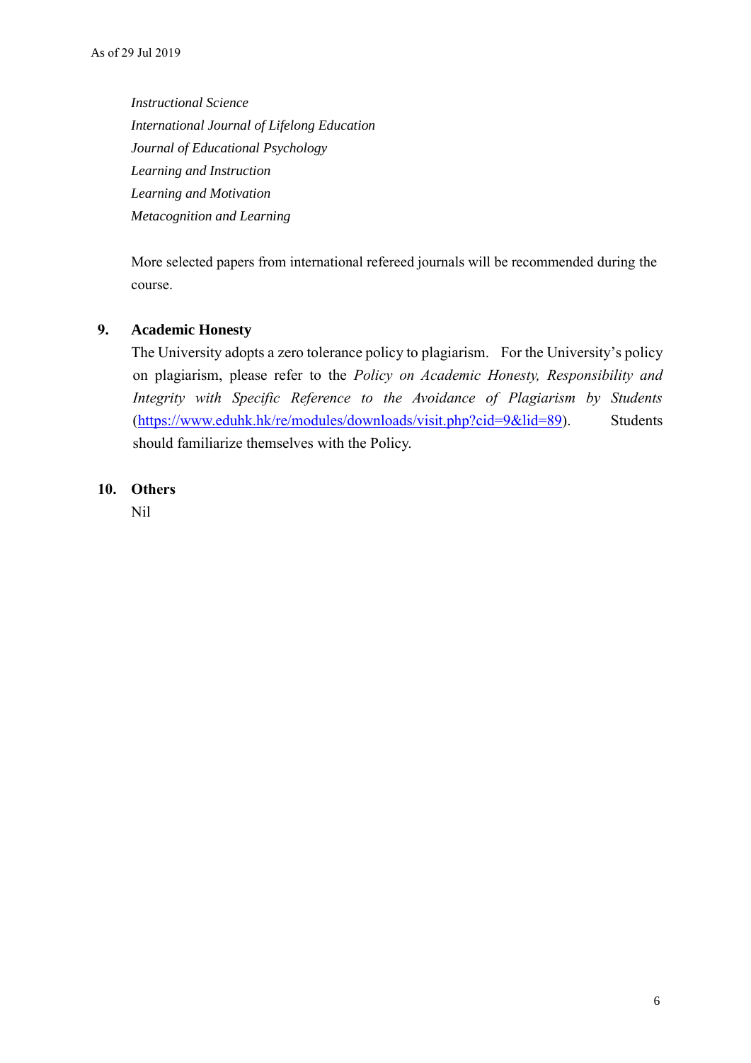*Instructional Science*
*International Journal of Lifelong Education*
*Journal of Educational Psychology*
*Learning and Instruction*
*Learning and Motivation*
*Metacognition and Learning*

More selected papers from international refereed journals will be recommended during the course.

## 9. Academic Honesty

The University adopts a zero tolerance policy to plagiarism. For the University's policy on plagiarism, please refer to the *Policy on Academic Honesty, Responsibility and Integrity with Specific Reference to the Avoidance of Plagiarism by Students* (https://www.eduhk.hk/re/modules/downloads/visit.php?cid=9&lid=89). Students should familiarize themselves with the Policy.

## 10. Others

Nil